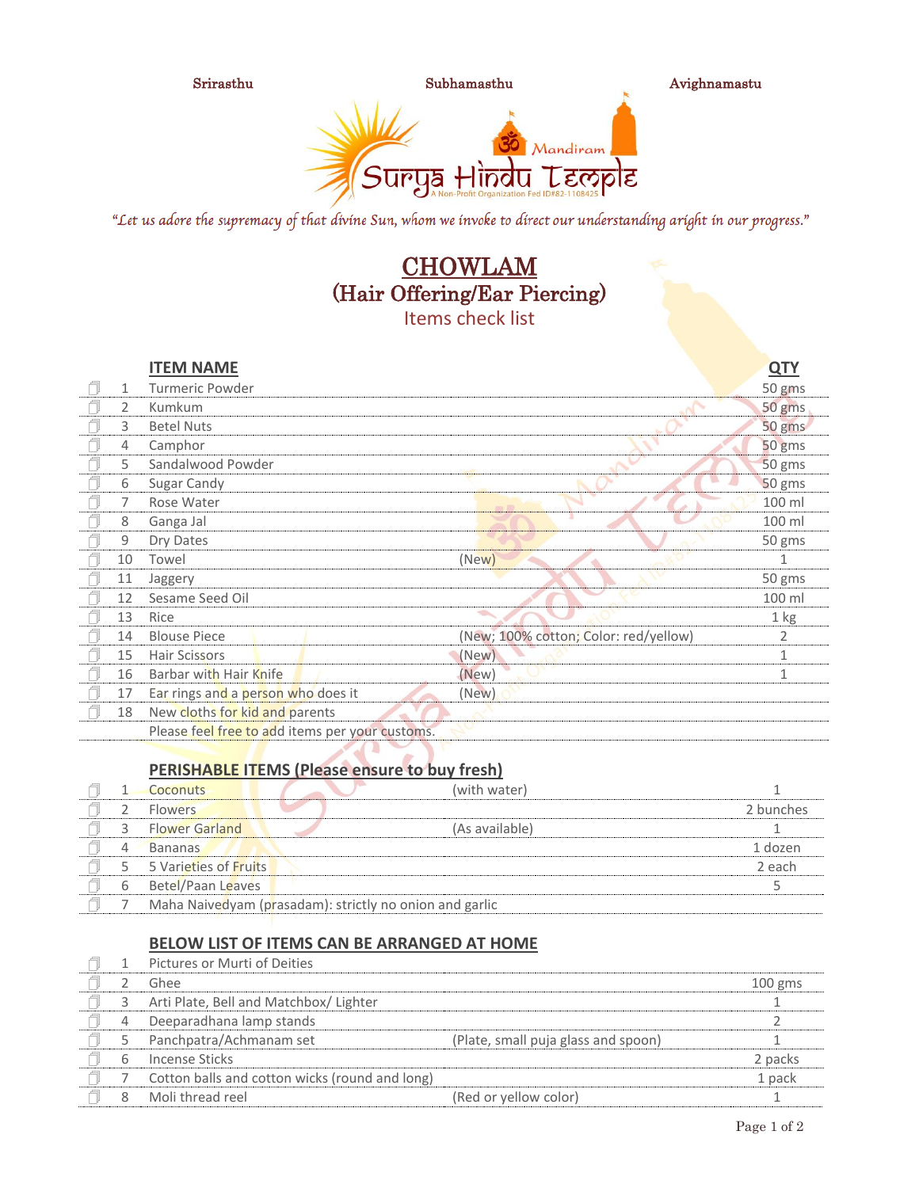Srirasthu        Subhamasthu        Avighnamastu

Surya Hindu Temple
Mandiram
A Non-Profit Organization Fed ID#82-1108425

*"Let us adore the supremacy of that divine Sun, whom we invoke to direct our understanding aright in our progress."*

# CHOWLAM
## (Hair Offering/Ear Piercing)
### Items check list

| # | ITEM NAME | | QTY |
|---|---|---|---|
| 1 | Turmeric Powder | | 50 gms |
| 2 | Kumkum | | 50 gms |
| 3 | Betel Nuts | | 50 gms |
| 4 | Camphor | | 50 gms |
| 5 | Sandalwood Powder | | 50 gms |
| 6 | Sugar Candy | | 50 gms |
| 7 | Rose Water | | 100 ml |
| 8 | Ganga Jal | | 100 ml |
| 9 | Dry Dates | | 50 gms |
| 10 | Towel | (New) | 1 |
| 11 | Jaggery | | 50 gms |
| 12 | Sesame Seed Oil | | 100 ml |
| 13 | Rice | | 1 kg |
| 14 | Blouse Piece | (New; 100% cotton; Color: red/yellow) | 2 |
| 15 | Hair Scissors | (New) | 1 |
| 16 | Barbar with Hair Knife | (New) | 1 |
| 17 | Ear rings and a person who does it | (New) | |
| 18 | New cloths for kid and parents | | |
| | Please feel free to add items per your customs. | | |

**PERISHABLE ITEMS (Please ensure to buy fresh)**

| # | Item | | QTY |
|---|---|---|---|
| 1 | Coconuts | (with water) | 1 |
| 2 | Flowers | | 2 bunches |
| 3 | Flower Garland | (As available) | 1 |
| 4 | Bananas | | 1 dozen |
| 5 | 5 Varieties of Fruits | | 2 each |
| 6 | Betel/Paan Leaves | | 5 |
| 7 | Maha Naivedyam (prasadam): strictly no onion and garlic | | |

**BELOW LIST OF ITEMS CAN BE ARRANGED AT HOME**

| # | Item | | QTY |
|---|---|---|---|
| 1 | Pictures or Murti of Deities | | |
| 2 | Ghee | | 100 gms |
| 3 | Arti Plate, Bell and Matchbox/ Lighter | | 1 |
| 4 | Deeparadhana lamp stands | | 2 |
| 5 | Panchpatra/Achmanam set | (Plate, small puja glass and spoon) | 1 |
| 6 | Incense Sticks | | 2 packs |
| 7 | Cotton balls and cotton wicks (round and long) | | 1 pack |
| 8 | Moli thread reel | (Red or yellow color) | 1 |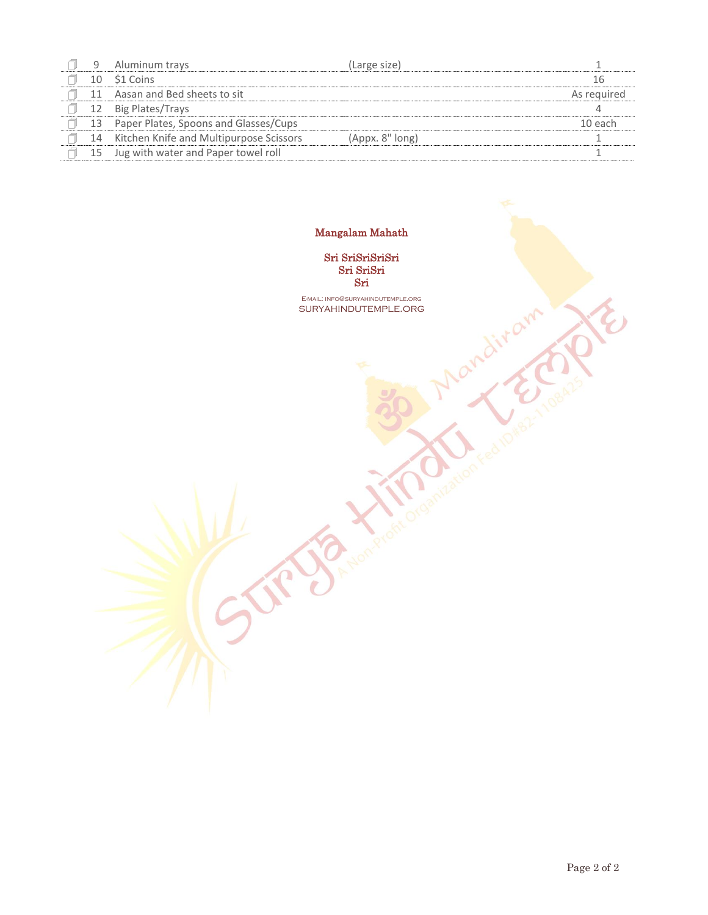| | | | | |
|---|---|---|---|---|
| ☐ | 9 | Aluminum trays | (Large size) | 1 |
| ☐ | 10 | $1 Coins | | 16 |
| ☐ | 11 | Aasan and Bed sheets to sit | | As required |
| ☐ | 12 | Big Plates/Trays | | 4 |
| ☐ | 13 | Paper Plates, Spoons and Glasses/Cups | | 10 each |
| ☐ | 14 | Kitchen Knife and Multipurpose Scissors | (Appx. 8" long) | 1 |
| ☐ | 15 | Jug with water and Paper towel roll | | 1 |

Mangalam Mahath

Sri SriSriSriSri
Sri SriSri
Sri

E-MAIL: INFO@SURYAHINDUTEMPLE.ORG
SURYAHINDUTEMPLE.ORG